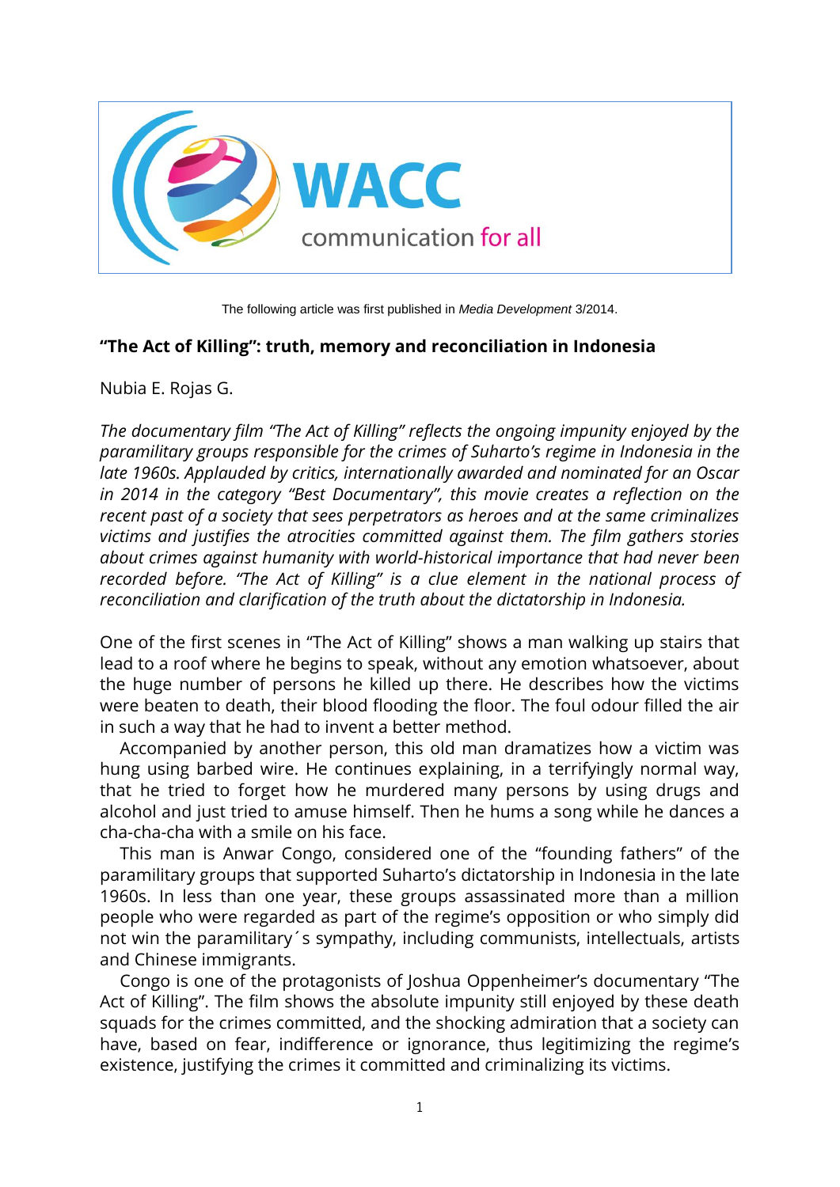WACC

communication for all

The following article was first published in *Media Development* 3/2014.

## "The Act of Killing": truth, memory and reconciliation in Indonesia

Nubia E. Rojas G.

*The documentary film "The Act of Killing" reflects the ongoing impunity enjoyed by the paramilitary groups responsible for the crimes of Suharto's regime in Indonesia in the late 1960s. Applauded by critics, internationally awarded and nominated for an Oscar in 2014 in the category "Best Documentary", this movie creates a reflection on the recent past of a society that sees perpetrators as heroes and at the same criminalizes victims and justifies the atrocities committed against them. The film gathers stories about crimes against humanity with world-historical importance that had never been recorded before. "The Act of Killing" is a clue element in the national process of reconciliation and clarification of the truth about the dictatorship in Indonesia.*

One of the first scenes in "The Act of Killing" shows a man walking up stairs that lead to a roof where he begins to speak, without any emotion whatsoever, about the huge number of persons he killed up there. He describes how the victims were beaten to death, their blood flooding the floor. The foul odour filled the air in such a way that he had to invent a better method.

Accompanied by another person, this old man dramatizes how a victim was hung using barbed wire. He continues explaining, in a terrifyingly normal way, that he tried to forget how he murdered many persons by using drugs and alcohol and just tried to amuse himself. Then he hums a song while he dances a cha-cha-cha with a smile on his face.

This man is Anwar Congo, considered one of the "founding fathers" of the paramilitary groups that supported Suharto's dictatorship in Indonesia in the late 1960s. In less than one year, these groups assassinated more than a million people who were regarded as part of the regime's opposition or who simply did not win the paramilitary´s sympathy, including communists, intellectuals, artists and Chinese immigrants.

Congo is one of the protagonists of Joshua Oppenheimer's documentary "The Act of Killing". The film shows the absolute impunity still enjoyed by these death squads for the crimes committed, and the shocking admiration that a society can have, based on fear, indifference or ignorance, thus legitimizing the regime's existence, justifying the crimes it committed and criminalizing its victims.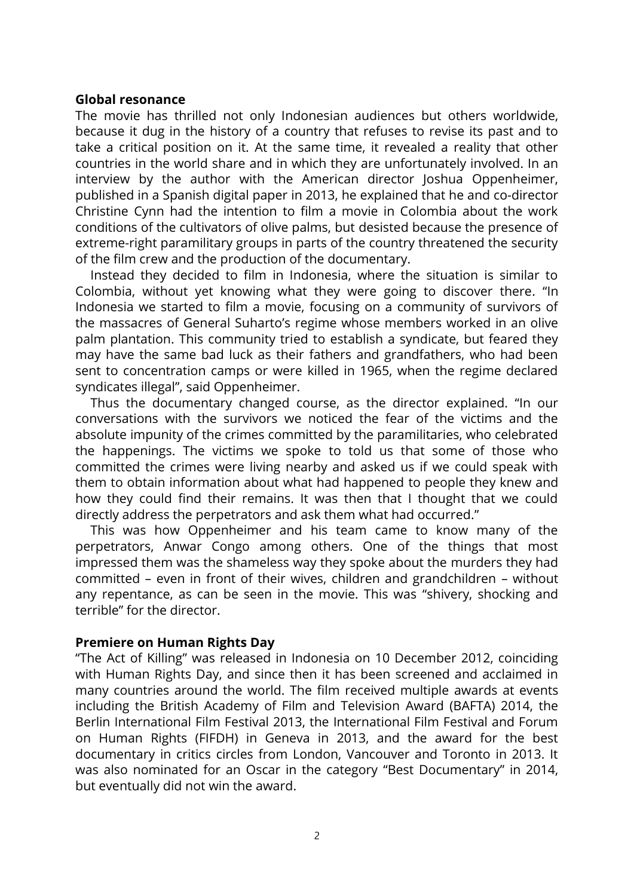## Global resonance

The movie has thrilled not only Indonesian audiences but others worldwide, because it dug in the history of a country that refuses to revise its past and to take a critical position on it. At the same time, it revealed a reality that other countries in the world share and in which they are unfortunately involved. In an interview by the author with the American director Joshua Oppenheimer, published in a Spanish digital paper in 2013, he explained that he and co-director Christine Cynn had the intention to film a movie in Colombia about the work conditions of the cultivators of olive palms, but desisted because the presence of extreme-right paramilitary groups in parts of the country threatened the security of the film crew and the production of the documentary.

Instead they decided to film in Indonesia, where the situation is similar to Colombia, without yet knowing what they were going to discover there. "In Indonesia we started to film a movie, focusing on a community of survivors of the massacres of General Suharto's regime whose members worked in an olive palm plantation. This community tried to establish a syndicate, but feared they may have the same bad luck as their fathers and grandfathers, who had been sent to concentration camps or were killed in 1965, when the regime declared syndicates illegal", said Oppenheimer.

Thus the documentary changed course, as the director explained. "In our conversations with the survivors we noticed the fear of the victims and the absolute impunity of the crimes committed by the paramilitaries, who celebrated the happenings. The victims we spoke to told us that some of those who committed the crimes were living nearby and asked us if we could speak with them to obtain information about what had happened to people they knew and how they could find their remains. It was then that I thought that we could directly address the perpetrators and ask them what had occurred."

This was how Oppenheimer and his team came to know many of the perpetrators, Anwar Congo among others. One of the things that most impressed them was the shameless way they spoke about the murders they had committed – even in front of their wives, children and grandchildren – without any repentance, as can be seen in the movie. This was "shivery, shocking and terrible" for the director.

## Premiere on Human Rights Day

"The Act of Killing" was released in Indonesia on 10 December 2012, coinciding with Human Rights Day, and since then it has been screened and acclaimed in many countries around the world. The film received multiple awards at events including the British Academy of Film and Television Award (BAFTA) 2014, the Berlin International Film Festival 2013, the International Film Festival and Forum on Human Rights (FIFDH) in Geneva in 2013, and the award for the best documentary in critics circles from London, Vancouver and Toronto in 2013. It was also nominated for an Oscar in the category "Best Documentary" in 2014, but eventually did not win the award.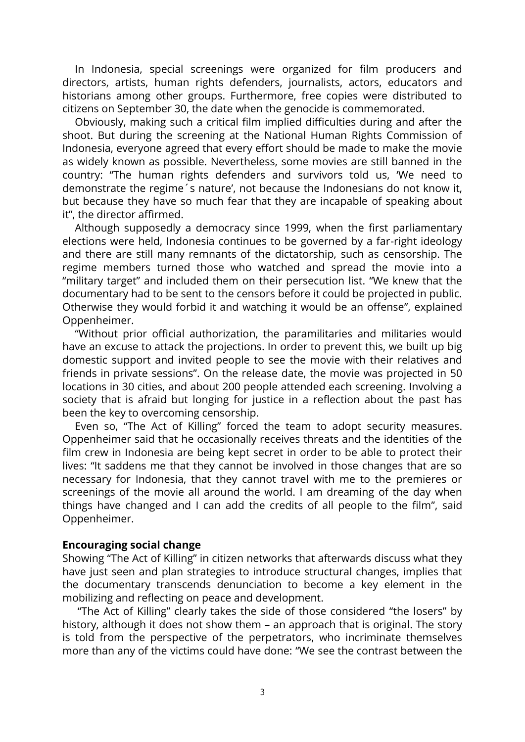In Indonesia, special screenings were organized for film producers and directors, artists, human rights defenders, journalists, actors, educators and historians among other groups. Furthermore, free copies were distributed to citizens on September 30, the date when the genocide is commemorated.

Obviously, making such a critical film implied difficulties during and after the shoot. But during the screening at the National Human Rights Commission of Indonesia, everyone agreed that every effort should be made to make the movie as widely known as possible. Nevertheless, some movies are still banned in the country: "The human rights defenders and survivors told us, 'We need to demonstrate the regime´s nature', not because the Indonesians do not know it, but because they have so much fear that they are incapable of speaking about it", the director affirmed.

Although supposedly a democracy since 1999, when the first parliamentary elections were held, Indonesia continues to be governed by a far-right ideology and there are still many remnants of the dictatorship, such as censorship. The regime members turned those who watched and spread the movie into a "military target" and included them on their persecution list. "We knew that the documentary had to be sent to the censors before it could be projected in public. Otherwise they would forbid it and watching it would be an offense", explained Oppenheimer.

"Without prior official authorization, the paramilitaries and militaries would have an excuse to attack the projections. In order to prevent this, we built up big domestic support and invited people to see the movie with their relatives and friends in private sessions". On the release date, the movie was projected in 50 locations in 30 cities, and about 200 people attended each screening. Involving a society that is afraid but longing for justice in a reflection about the past has been the key to overcoming censorship.

Even so, "The Act of Killing" forced the team to adopt security measures. Oppenheimer said that he occasionally receives threats and the identities of the film crew in Indonesia are being kept secret in order to be able to protect their lives: "It saddens me that they cannot be involved in those changes that are so necessary for Indonesia, that they cannot travel with me to the premieres or screenings of the movie all around the world. I am dreaming of the day when things have changed and I can add the credits of all people to the film", said Oppenheimer.

**Encouraging social change**

Showing "The Act of Killing" in citizen networks that afterwards discuss what they have just seen and plan strategies to introduce structural changes, implies that the documentary transcends denunciation to become a key element in the mobilizing and reflecting on peace and development.

"The Act of Killing" clearly takes the side of those considered "the losers" by history, although it does not show them – an approach that is original. The story is told from the perspective of the perpetrators, who incriminate themselves more than any of the victims could have done: "We see the contrast between the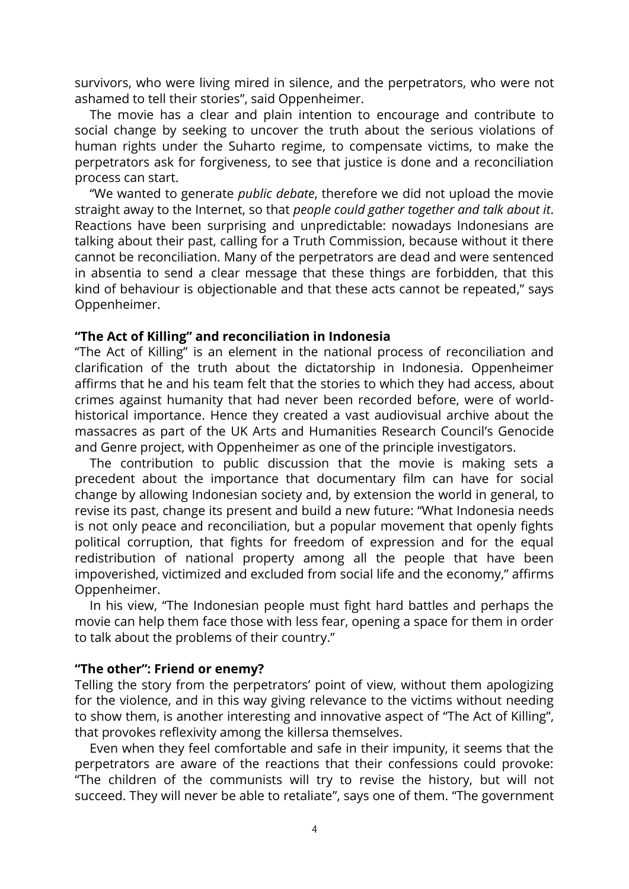survivors, who were living mired in silence, and the perpetrators, who were not ashamed to tell their stories", said Oppenheimer.

The movie has a clear and plain intention to encourage and contribute to social change by seeking to uncover the truth about the serious violations of human rights under the Suharto regime, to compensate victims, to make the perpetrators ask for forgiveness, to see that justice is done and a reconciliation process can start.

"We wanted to generate *public debate*, therefore we did not upload the movie straight away to the Internet, so that *people could gather together and talk about it*. Reactions have been surprising and unpredictable: nowadays Indonesians are talking about their past, calling for a Truth Commission, because without it there cannot be reconciliation. Many of the perpetrators are dead and were sentenced in absentia to send a clear message that these things are forbidden, that this kind of behaviour is objectionable and that these acts cannot be repeated," says Oppenheimer.

**"The Act of Killing" and reconciliation in Indonesia**

"The Act of Killing" is an element in the national process of reconciliation and clarification of the truth about the dictatorship in Indonesia. Oppenheimer affirms that he and his team felt that the stories to which they had access, about crimes against humanity that had never been recorded before, were of world-historical importance. Hence they created a vast audiovisual archive about the massacres as part of the UK Arts and Humanities Research Council's Genocide and Genre project, with Oppenheimer as one of the principle investigators.

The contribution to public discussion that the movie is making sets a precedent about the importance that documentary film can have for social change by allowing Indonesian society and, by extension the world in general, to revise its past, change its present and build a new future: "What Indonesia needs is not only peace and reconciliation, but a popular movement that openly fights political corruption, that fights for freedom of expression and for the equal redistribution of national property among all the people that have been impoverished, victimized and excluded from social life and the economy," affirms Oppenheimer.

In his view, "The Indonesian people must fight hard battles and perhaps the movie can help them face those with less fear, opening a space for them in order to talk about the problems of their country."

**"The other": Friend or enemy?**

Telling the story from the perpetrators' point of view, without them apologizing for the violence, and in this way giving relevance to the victims without needing to show them, is another interesting and innovative aspect of "The Act of Killing", that provokes reflexivity among the killersa themselves.

Even when they feel comfortable and safe in their impunity, it seems that the perpetrators are aware of the reactions that their confessions could provoke: "The children of the communists will try to revise the history, but will not succeed. They will never be able to retaliate", says one of them. "The government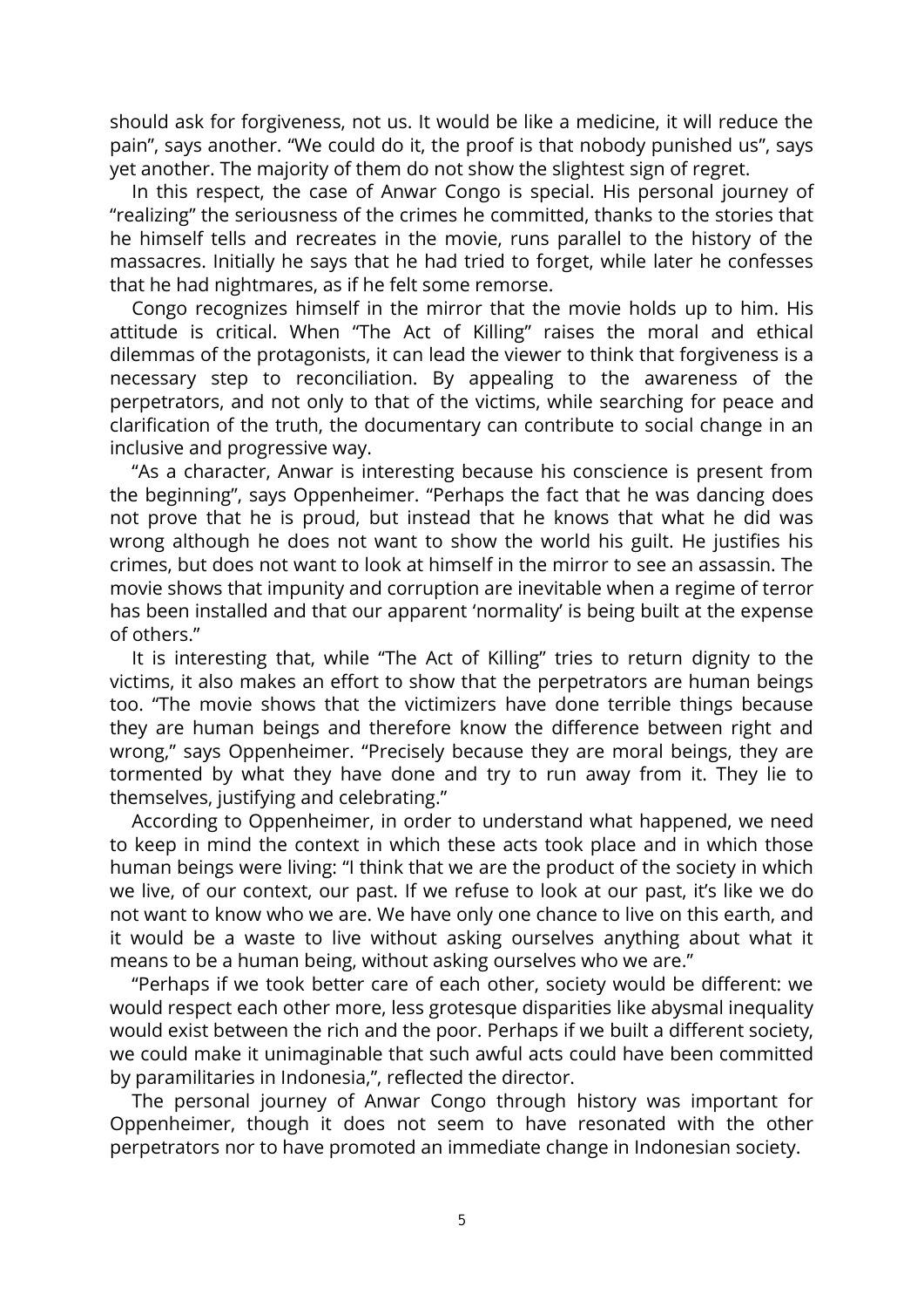should ask for forgiveness, not us. It would be like a medicine, it will reduce the pain", says another. "We could do it, the proof is that nobody punished us", says yet another. The majority of them do not show the slightest sign of regret.

In this respect, the case of Anwar Congo is special. His personal journey of "realizing" the seriousness of the crimes he committed, thanks to the stories that he himself tells and recreates in the movie, runs parallel to the history of the massacres. Initially he says that he had tried to forget, while later he confesses that he had nightmares, as if he felt some remorse.

Congo recognizes himself in the mirror that the movie holds up to him. His attitude is critical. When "The Act of Killing" raises the moral and ethical dilemmas of the protagonists, it can lead the viewer to think that forgiveness is a necessary step to reconciliation. By appealing to the awareness of the perpetrators, and not only to that of the victims, while searching for peace and clarification of the truth, the documentary can contribute to social change in an inclusive and progressive way.

"As a character, Anwar is interesting because his conscience is present from the beginning", says Oppenheimer. "Perhaps the fact that he was dancing does not prove that he is proud, but instead that he knows that what he did was wrong although he does not want to show the world his guilt. He justifies his crimes, but does not want to look at himself in the mirror to see an assassin. The movie shows that impunity and corruption are inevitable when a regime of terror has been installed and that our apparent 'normality' is being built at the expense of others."

It is interesting that, while "The Act of Killing" tries to return dignity to the victims, it also makes an effort to show that the perpetrators are human beings too. "The movie shows that the victimizers have done terrible things because they are human beings and therefore know the difference between right and wrong," says Oppenheimer. "Precisely because they are moral beings, they are tormented by what they have done and try to run away from it. They lie to themselves, justifying and celebrating."

According to Oppenheimer, in order to understand what happened, we need to keep in mind the context in which these acts took place and in which those human beings were living: "I think that we are the product of the society in which we live, of our context, our past. If we refuse to look at our past, it's like we do not want to know who we are. We have only one chance to live on this earth, and it would be a waste to live without asking ourselves anything about what it means to be a human being, without asking ourselves who we are."

"Perhaps if we took better care of each other, society would be different: we would respect each other more, less grotesque disparities like abysmal inequality would exist between the rich and the poor. Perhaps if we built a different society, we could make it unimaginable that such awful acts could have been committed by paramilitaries in Indonesia,", reflected the director.

The personal journey of Anwar Congo through history was important for Oppenheimer, though it does not seem to have resonated with the other perpetrators nor to have promoted an immediate change in Indonesian society.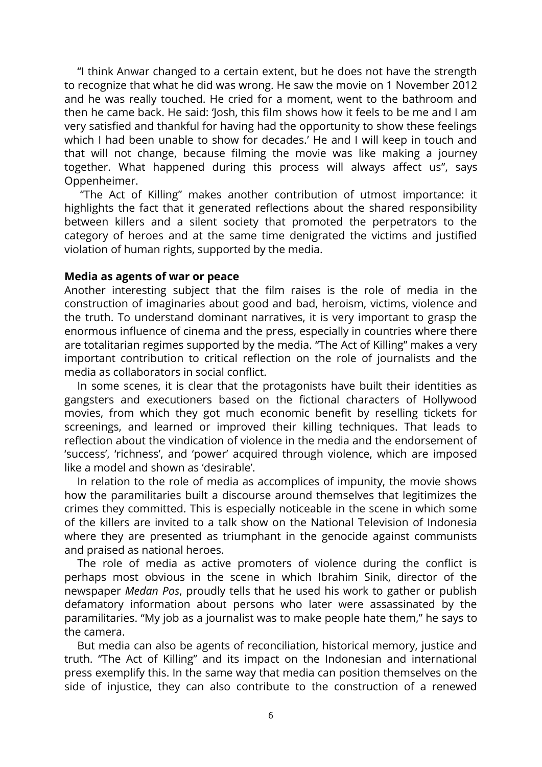"I think Anwar changed to a certain extent, but he does not have the strength to recognize that what he did was wrong. He saw the movie on 1 November 2012 and he was really touched. He cried for a moment, went to the bathroom and then he came back. He said: 'Josh, this film shows how it feels to be me and I am very satisfied and thankful for having had the opportunity to show these feelings which I had been unable to show for decades.' He and I will keep in touch and that will not change, because filming the movie was like making a journey together. What happened during this process will always affect us", says Oppenheimer.

"The Act of Killing" makes another contribution of utmost importance: it highlights the fact that it generated reflections about the shared responsibility between killers and a silent society that promoted the perpetrators to the category of heroes and at the same time denigrated the victims and justified violation of human rights, supported by the media.

**Media as agents of war or peace**

Another interesting subject that the film raises is the role of media in the construction of imaginaries about good and bad, heroism, victims, violence and the truth. To understand dominant narratives, it is very important to grasp the enormous influence of cinema and the press, especially in countries where there are totalitarian regimes supported by the media. "The Act of Killing" makes a very important contribution to critical reflection on the role of journalists and the media as collaborators in social conflict.

In some scenes, it is clear that the protagonists have built their identities as gangsters and executioners based on the fictional characters of Hollywood movies, from which they got much economic benefit by reselling tickets for screenings, and learned or improved their killing techniques. That leads to reflection about the vindication of violence in the media and the endorsement of 'success', 'richness', and 'power' acquired through violence, which are imposed like a model and shown as 'desirable'.

In relation to the role of media as accomplices of impunity, the movie shows how the paramilitaries built a discourse around themselves that legitimizes the crimes they committed. This is especially noticeable in the scene in which some of the killers are invited to a talk show on the National Television of Indonesia where they are presented as triumphant in the genocide against communists and praised as national heroes.

The role of media as active promoters of violence during the conflict is perhaps most obvious in the scene in which Ibrahim Sinik, director of the newspaper *Medan Pos*, proudly tells that he used his work to gather or publish defamatory information about persons who later were assassinated by the paramilitaries. "My job as a journalist was to make people hate them," he says to the camera.

But media can also be agents of reconciliation, historical memory, justice and truth. "The Act of Killing" and its impact on the Indonesian and international press exemplify this. In the same way that media can position themselves on the side of injustice, they can also contribute to the construction of a renewed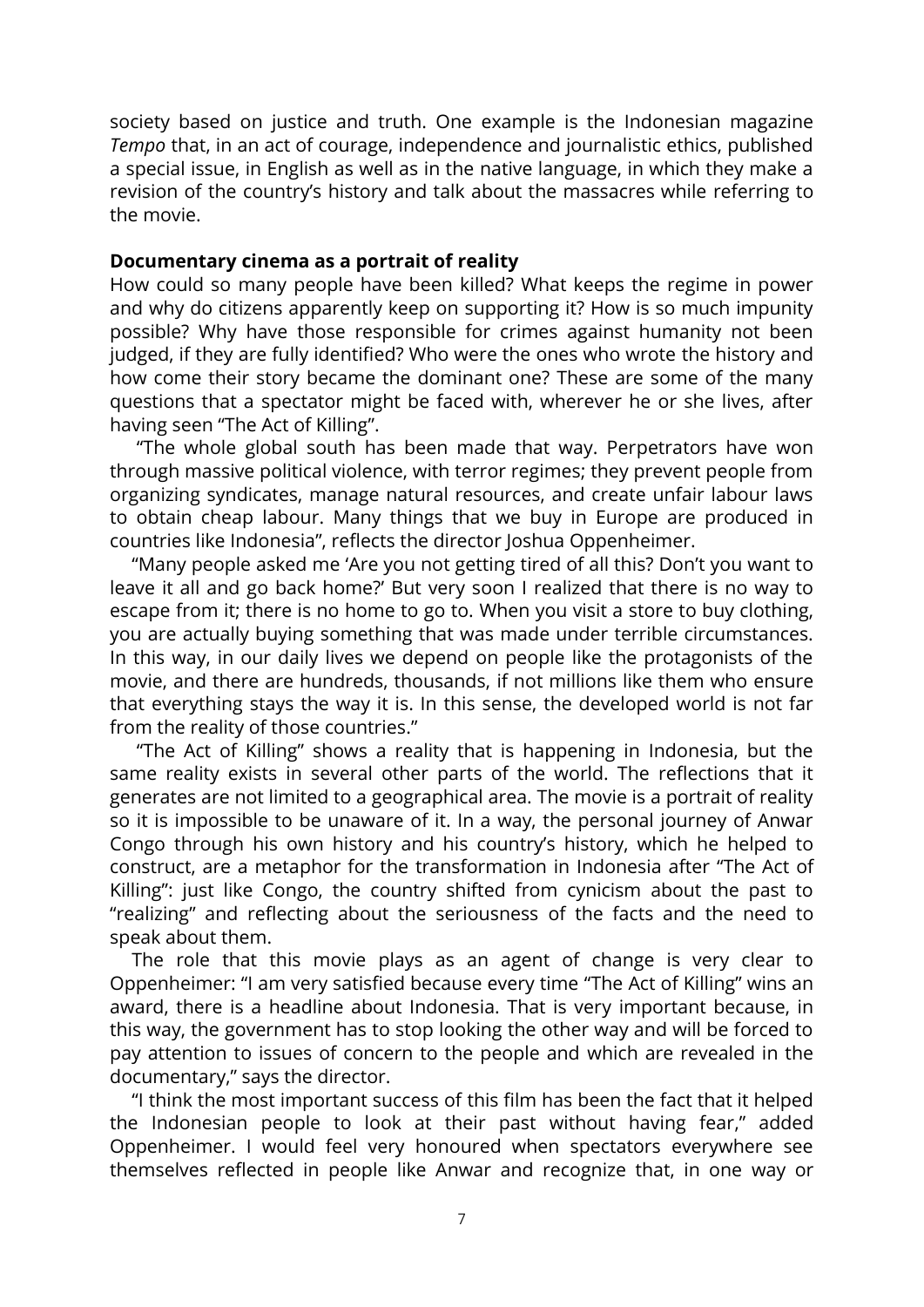society based on justice and truth. One example is the Indonesian magazine *Tempo* that, in an act of courage, independence and journalistic ethics, published a special issue, in English as well as in the native language, in which they make a revision of the country's history and talk about the massacres while referring to the movie.

**Documentary cinema as a portrait of reality**

How could so many people have been killed? What keeps the regime in power and why do citizens apparently keep on supporting it? How is so much impunity possible? Why have those responsible for crimes against humanity not been judged, if they are fully identified? Who were the ones who wrote the history and how come their story became the dominant one? These are some of the many questions that a spectator might be faced with, wherever he or she lives, after having seen "The Act of Killing".

"The whole global south has been made that way. Perpetrators have won through massive political violence, with terror regimes; they prevent people from organizing syndicates, manage natural resources, and create unfair labour laws to obtain cheap labour. Many things that we buy in Europe are produced in countries like Indonesia", reflects the director Joshua Oppenheimer.

"Many people asked me 'Are you not getting tired of all this? Don't you want to leave it all and go back home?' But very soon I realized that there is no way to escape from it; there is no home to go to. When you visit a store to buy clothing, you are actually buying something that was made under terrible circumstances. In this way, in our daily lives we depend on people like the protagonists of the movie, and there are hundreds, thousands, if not millions like them who ensure that everything stays the way it is. In this sense, the developed world is not far from the reality of those countries."

"The Act of Killing" shows a reality that is happening in Indonesia, but the same reality exists in several other parts of the world. The reflections that it generates are not limited to a geographical area. The movie is a portrait of reality so it is impossible to be unaware of it. In a way, the personal journey of Anwar Congo through his own history and his country's history, which he helped to construct, are a metaphor for the transformation in Indonesia after "The Act of Killing": just like Congo, the country shifted from cynicism about the past to "realizing" and reflecting about the seriousness of the facts and the need to speak about them.

The role that this movie plays as an agent of change is very clear to Oppenheimer: "I am very satisfied because every time "The Act of Killing" wins an award, there is a headline about Indonesia. That is very important because, in this way, the government has to stop looking the other way and will be forced to pay attention to issues of concern to the people and which are revealed in the documentary," says the director.

"I think the most important success of this film has been the fact that it helped the Indonesian people to look at their past without having fear," added Oppenheimer. I would feel very honoured when spectators everywhere see themselves reflected in people like Anwar and recognize that, in one way or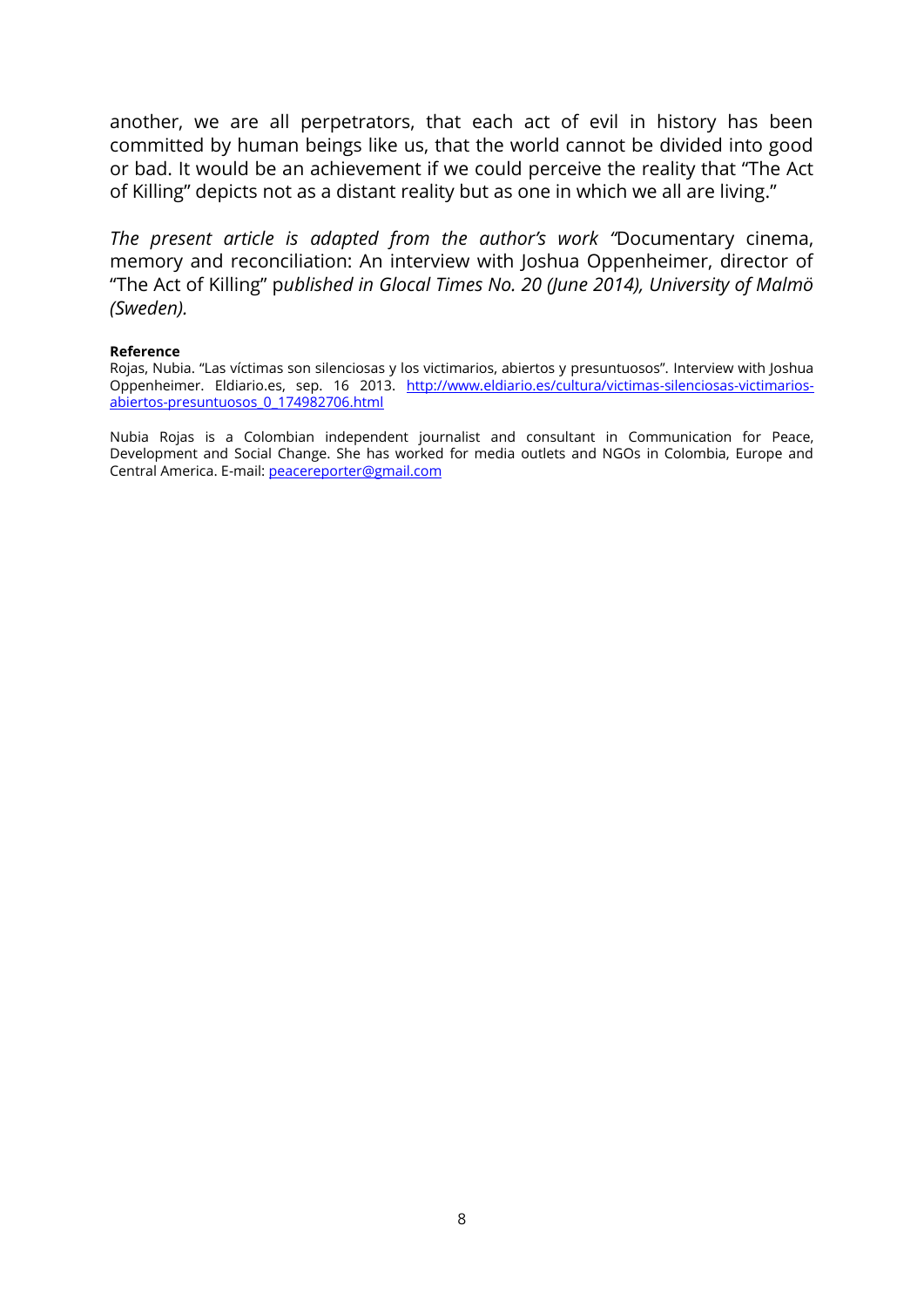another, we are all perpetrators, that each act of evil in history has been committed by human beings like us, that the world cannot be divided into good or bad. It would be an achievement if we could perceive the reality that "The Act of Killing" depicts not as a distant reality but as one in which we all are living."

*The present article is adapted from the author's work "*Documentary cinema, memory and reconciliation: An interview with Joshua Oppenheimer, director of "The Act of Killing" p*ublished in Glocal Times No. 20 (June 2014), University of Malmö (Sweden).*

**Reference**

Rojas, Nubia. "Las víctimas son silenciosas y los victimarios, abiertos y presuntuosos". Interview with Joshua Oppenheimer. Eldiario.es, sep. 16 2013. http://www.eldiario.es/cultura/victimas-silenciosas-victimarios-abiertos-presuntuosos_0_174982706.html

Nubia Rojas is a Colombian independent journalist and consultant in Communication for Peace, Development and Social Change. She has worked for media outlets and NGOs in Colombia, Europe and Central America. E-mail: peacereporter@gmail.com